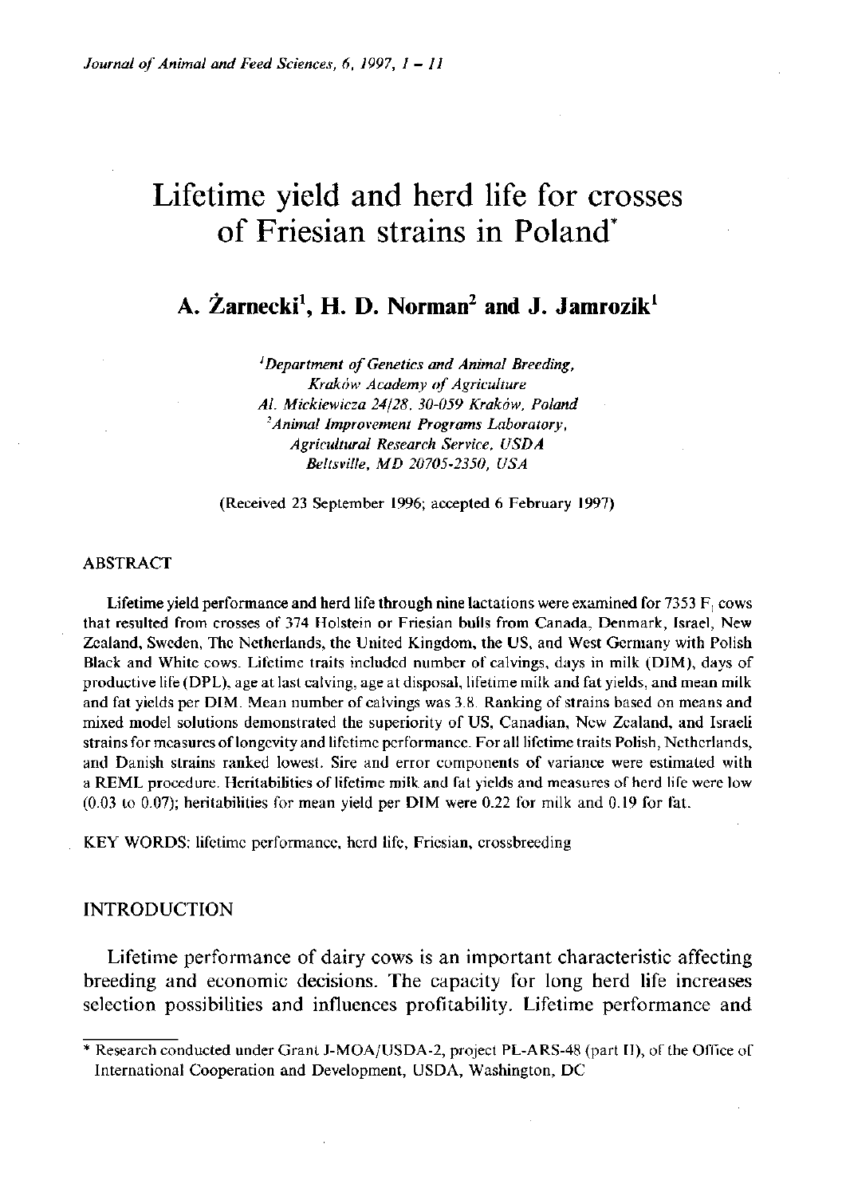# Lifetime yield and herd life for crosses of Friesian strains in Poland*

## A. Żarnecki[1], H. D. Norman[2] and J. Jamrozik[1]

*[1]Department of Genetics and Animal Breeding, Kraków Academy of Agriculture*
*Al. Mickiewicza 24/28, 30-059 Kraków, Poland*
*[2]Animal Improvement Programs Laboratory, Agricultural Research Service, USDA*
*Beltsville, MD 20705-2350, USA*

(Received 23 September 1996; accepted 6 February 1997)

## ABSTRACT

**Lifetime yield performance and herd life through nine lactations were examined for 7353 $F_1$ cows that resulted from crosses of 374 Holstein or Friesian bulls from Canada, Denmark, Israel, New Zealand, Sweden, The Netherlands, the United Kingdom, the US, and West Germany with Polish Black and White cows.** Lifetime traits included number of calvings, days in milk (DIM), days of productive life (DPL), age at last calving, age at disposal, lifetime milk and fat yields, and mean milk and fat yields per DIM. Mean number of calvings was 3.8. Ranking of strains based on means and mixed model solutions demonstrated the superiority of US, Canadian, New Zealand, and Israeli strains for measures of longevity and lifetime performance. For all lifetime traits Polish, Netherlands, and Danish strains ranked lowest. Sire and error components of variance were estimated with a REML procedure. Heritabilities of lifetime milk and fat yields and measures of herd life were low (0.03 to 0.07); heritabilities for mean yield per DIM were 0.22 for milk and 0.19 for fat.

KEY WORDS: lifetime performance, herd life, Friesian, crossbreeding

## INTRODUCTION

Lifetime performance of dairy cows is an important characteristic affecting breeding and economic decisions. The capacity for long herd life increases selection possibilities and influences profitability. Lifetime performance and

---

* Research conducted under Grant J-MOA/USDA-2, project PL-ARS-48 (part II), of the Office of International Cooperation and Development, USDA, Washington, DC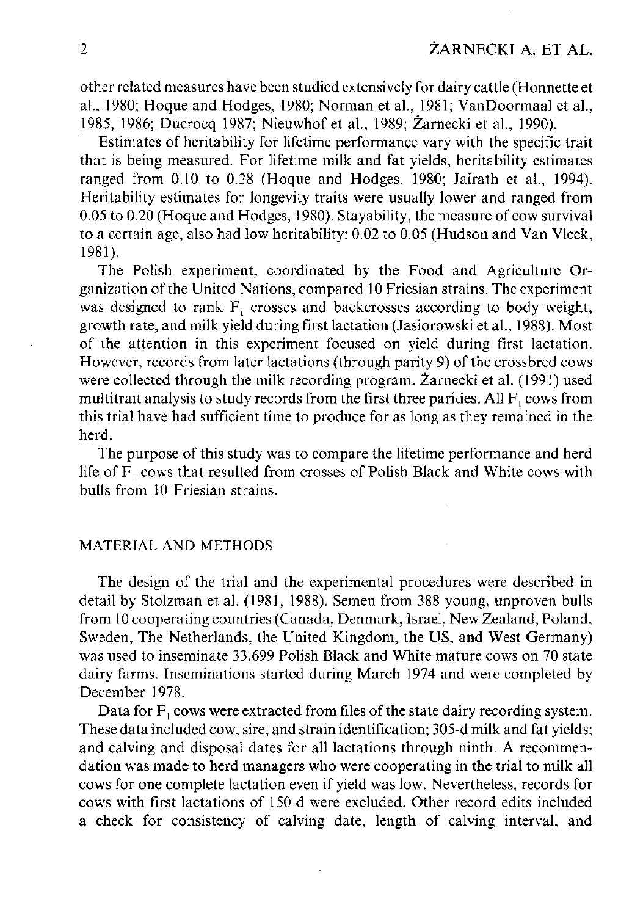other related measures have been studied extensively for dairy cattle (Honnette et al., 1980; Hoque and Hodges, 1980; Norman et al., 1981; VanDoormaal et al., 1985, 1986; Ducrocq 1987; Nieuwhof et al., 1989; Żarnecki et al., 1990).

Estimates of heritability for lifetime performance vary with the specific trait that is being measured. For lifetime milk and fat yields, heritability estimates ranged from 0.10 to 0.28 (Hoque and Hodges, 1980; Jairath et al., 1994). Heritability estimates for longevity traits were usually lower and ranged from 0.05 to 0.20 (Hoque and Hodges, 1980). Stayability, the measure of cow survival to a certain age, also had low heritability: 0.02 to 0.05 (Hudson and Van Vleck, 1981).

The Polish experiment, coordinated by the Food and Agriculture Organization of the United Nations, compared 10 Friesian strains. The experiment was designed to rank $F_1$ crosses and backcrosses according to body weight, growth rate, and milk yield during first lactation (Jasiorowski et al., 1988). Most of the attention in this experiment focused on yield during first lactation. However, records from later lactations (through parity 9) of the crossbred cows were collected through the milk recording program. Żarnecki et al. (1991) used multitrait analysis to study records from the first three parities. All $F_1$ cows from this trial have had sufficient time to produce for as long as they remained in the herd.

The purpose of this study was to compare the lifetime performance and herd life of $F_1$ cows that resulted from crosses of Polish Black and White cows with bulls from 10 Friesian strains.

## MATERIAL AND METHODS

The design of the trial and the experimental procedures were described in detail by Stolzman et al. (1981, 1988). Semen from 388 young, unproven bulls from 10 cooperating countries (Canada, Denmark, Israel, New Zealand, Poland, Sweden, The Netherlands, the United Kingdom, the US, and West Germany) was used to inseminate 33.699 Polish Black and White mature cows on 70 state dairy farms. Inseminations started during March 1974 and were completed by December 1978.

Data for $F_1$ cows were extracted from files of the state dairy recording system. These data included cow, sire, and strain identification; 305-d milk and fat yields; and calving and disposal dates for all lactations through ninth. A recommendation was made to herd managers who were cooperating in the trial to milk all cows for one complete lactation even if yield was low. Nevertheless, records for cows with first lactations of 150 d were excluded. Other record edits included a check for consistency of calving date, length of calving interval, and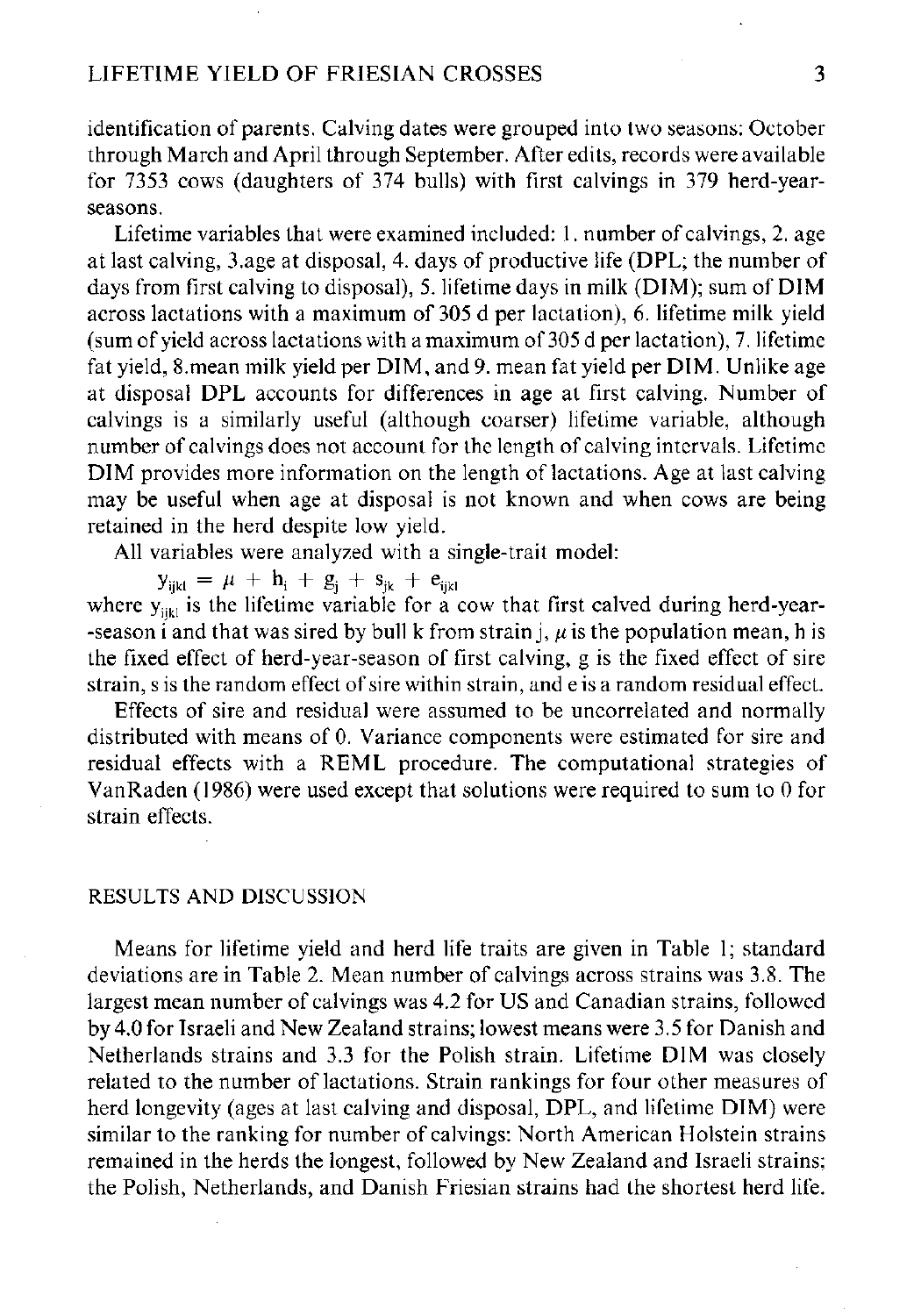identification of parents. Calving dates were grouped into two seasons: October through March and April through September. After edits, records were available for 7353 cows (daughters of 374 bulls) with first calvings in 379 herd-year-seasons.

Lifetime variables that were examined included: 1. number of calvings, 2. age at last calving, 3.age at disposal, 4. days of productive life (DPL; the number of days from first calving to disposal), 5. lifetime days in milk (DIM); sum of DIM across lactations with a maximum of 305 d per lactation), 6. lifetime milk yield (sum of yield across lactations with a maximum of 305 d per lactation), 7. lifetime fat yield, 8.mean milk yield per DIM, and 9. mean fat yield per DIM. Unlike age at disposal DPL accounts for differences in age at first calving. Number of calvings is a similarly useful (although coarser) lifetime variable, although number of calvings does not account for the length of calving intervals. Lifetime DIM provides more information on the length of lactations. Age at last calving may be useful when age at disposal is not known and when cows are being retained in the herd despite low yield.

All variables were analyzed with a single-trait model:

$$y_{ijkl} = \mu + h_i + g_j + s_{jk} + e_{ijkl}$$

where $y_{ijkl}$ is the lifetime variable for a cow that first calved during herd-year--season i and that was sired by bull k from strain j, $\mu$ is the population mean, h is the fixed effect of herd-year-season of first calving, g is the fixed effect of sire strain, s is the random effect of sire within strain, and e is a random residual effect.

Effects of sire and residual were assumed to be uncorrelated and normally distributed with means of 0. Variance components were estimated for sire and residual effects with a REML procedure. The computational strategies of VanRaden (1986) were used except that solutions were required to sum to 0 for strain effects.

## RESULTS AND DISCUSSION

Means for lifetime yield and herd life traits are given in Table 1; standard deviations are in Table 2. Mean number of calvings across strains was 3.8. The largest mean number of calvings was 4.2 for US and Canadian strains, followed by 4.0 for Israeli and New Zealand strains; lowest means were 3.5 for Danish and Netherlands strains and 3.3 for the Polish strain. Lifetime DIM was closely related to the number of lactations. Strain rankings for four other measures of herd longevity (ages at last calving and disposal, DPL, and lifetime DIM) were similar to the ranking for number of calvings: North American Holstein strains remained in the herds the longest, followed by New Zealand and Israeli strains; the Polish, Netherlands, and Danish Friesian strains had the shortest herd life.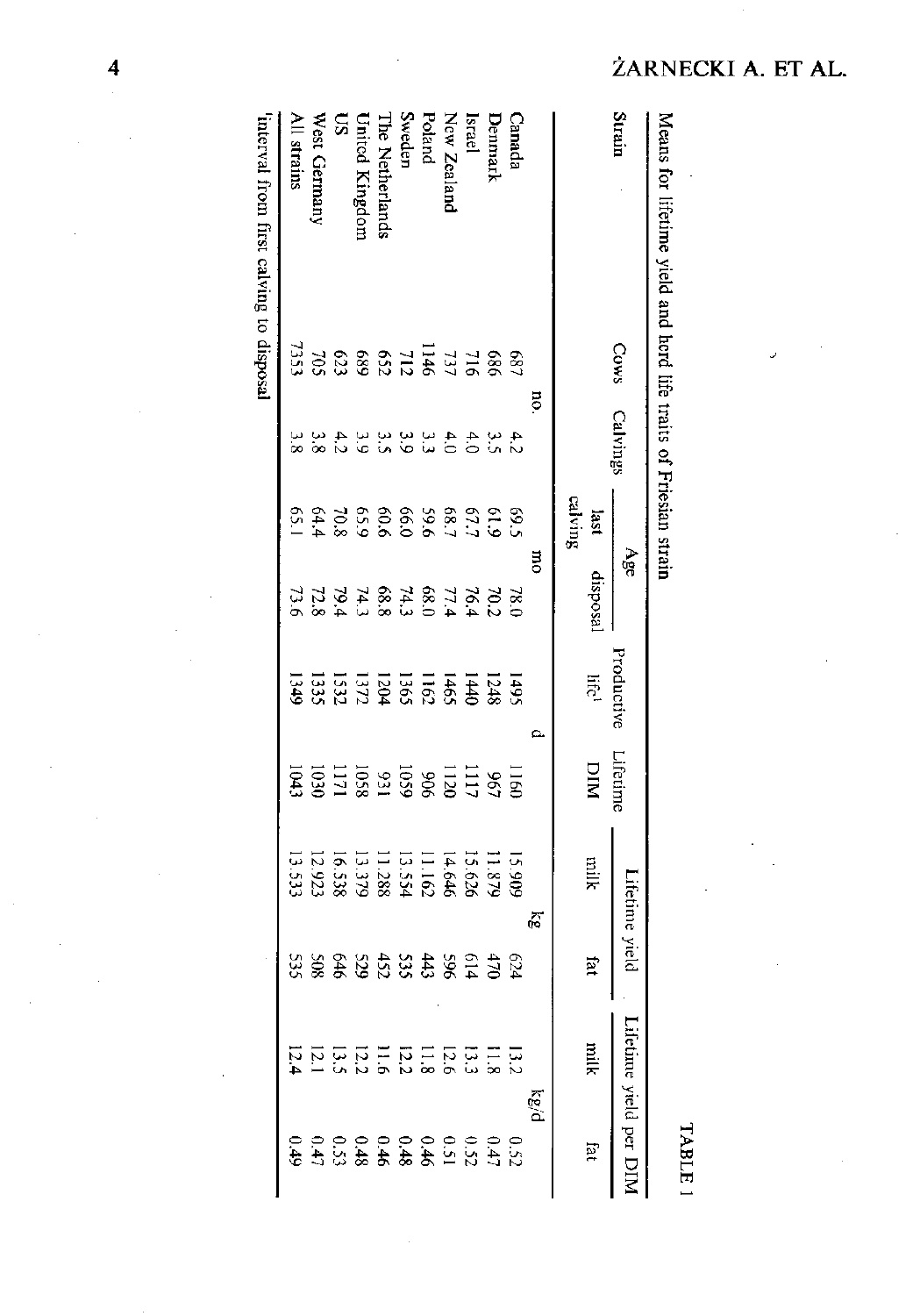TABLE 1

Means for lifetime yield and herd life traits of Friesian strain

| Strain | Cows | Calvings | Age | | Productive life[1] | Lifetime DIM | Lifetime yield | | Lifetime yield per DIM | |
|---|---|---|---|---|---|---|---|---|---|---|
| | | | last calving | disposal | | | milk | fat | milk | fat |
| | no. | | mo | | d | | kg | | kg/d | |
| Canada | 687 | 4.2 | 69.5 | 78.0 | 1495 | 1160 | 15.909 | 624 | 13.2 | 0.52 |
| Denmark | 686 | 3.5 | 61.9 | 70.2 | 1248 | 967 | 11.879 | 470 | 11.8 | 0.47 |
| Israel | 716 | 4.0 | 67.7 | 76.4 | 1440 | 1117 | 15.626 | 614 | 13.3 | 0.52 |
| New Zealand | 737 | 4.0 | 68.7 | 77.4 | 1465 | 1120 | 14.646 | 596 | 12.6 | 0.51 |
| Poland | 1146 | 3.3 | 59.6 | 68.0 | 1162 | 906 | 11.162 | 443 | 11.8 | 0.46 |
| Sweden | 712 | 3.9 | 66.0 | 74.3 | 1365 | 1059 | 13.554 | 535 | 12.2 | 0.48 |
| The Netherlands | 652 | 3.5 | 60.6 | 68.8 | 1204 | 931 | 11.288 | 452 | 11.6 | 0.46 |
| United Kingdom | 689 | 3.9 | 65.9 | 74.3 | 1372 | 1058 | 13.379 | 529 | 12.2 | 0.48 |
| US | 623 | 4.2 | 70.8 | 79.4 | 1532 | 1171 | 16.538 | 646 | 13.5 | 0.53 |
| West Germany | 705 | 3.8 | 64.4 | 72.8 | 1335 | 1030 | 12.923 | 508 | 12.1 | 0.47 |
| All strains | 7353 | 3.8 | 65.1 | 73.6 | 1349 | 1043 | 13.533 | 535 | 12.4 | 0.49 |

[1]interval from first calving to disposal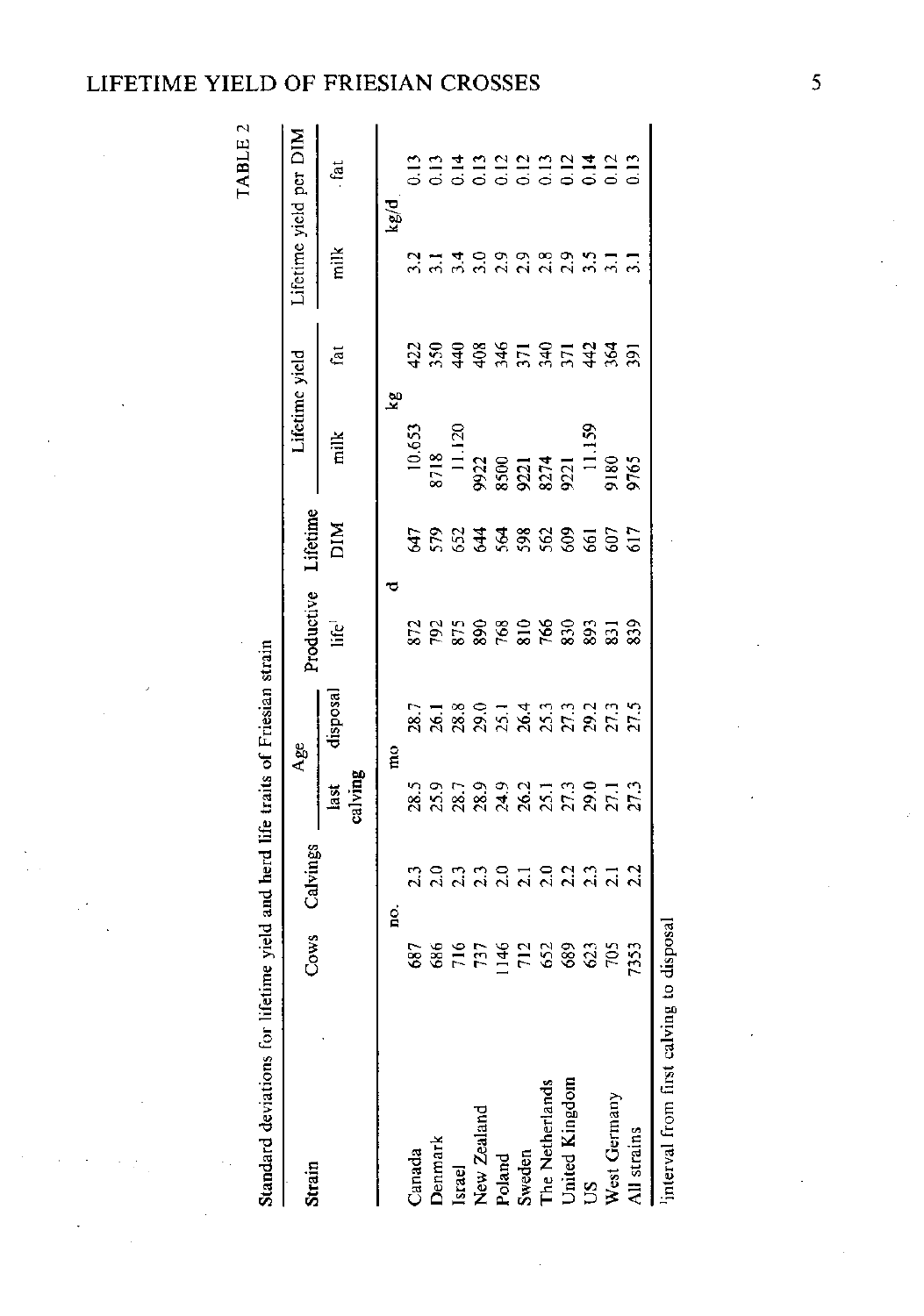TABLE 2

Standard deviations for lifetime yield and herd life traits of Friesian strain

| Strain | Cows | Calvings | Age | | Productive | Lifetime | Lifetime yield | | Lifetime yield per DIM | |
|---|---|---|---|---|---|---|---|---|---|---|
| | | | last calving | disposal | life[1] | DIM | milk | fat | milk | fat |
| | no. | | mo | | d | | kg | | kg/d | |
| Canada | 687 | 2.3 | 28.5 | 28.7 | 872 | 647 | 10,653 | 422 | 3.2 | 0.13 |
| Denmark | 686 | 2.0 | 25.9 | 26.1 | 792 | 579 | 8718 | 350 | 3.1 | 0.13 |
| Israel | 716 | 2.3 | 28.7 | 28.8 | 875 | 652 | 11,120 | 440 | 3.4 | 0.14 |
| New Zealand | 737 | 2.3 | 28.9 | 29.0 | 890 | 644 | 9922 | 408 | 3.0 | 0.13 |
| Poland | 1146 | 2.0 | 24.9 | 25.1 | 768 | 564 | 8500 | 346 | 2.9 | 0.12 |
| Sweden | 712 | 2.1 | 26.2 | 26.4 | 810 | 598 | 9221 | 371 | 2.9 | 0.12 |
| The Netherlands | 652 | 2.0 | 25.1 | 25.3 | 766 | 562 | 8274 | 340 | 2.8 | 0.13 |
| United Kingdom | 689 | 2.2 | 27.3 | 27.3 | 830 | 609 | 9221 | 371 | 2.9 | 0.12 |
| US | 623 | 2.3 | 29.0 | 29.2 | 893 | 661 | 11,159 | 442 | 3.5 | 0.14 |
| West Germany | 705 | 2.1 | 27.1 | 27.3 | 831 | 607 | 9180 | 364 | 3.1 | 0.12 |
| All strains | 7353 | 2.2 | 27.3 | 27.5 | 839 | 617 | 9765 | 391 | 3.1 | 0.13 |

[1]Interval from first calving to disposal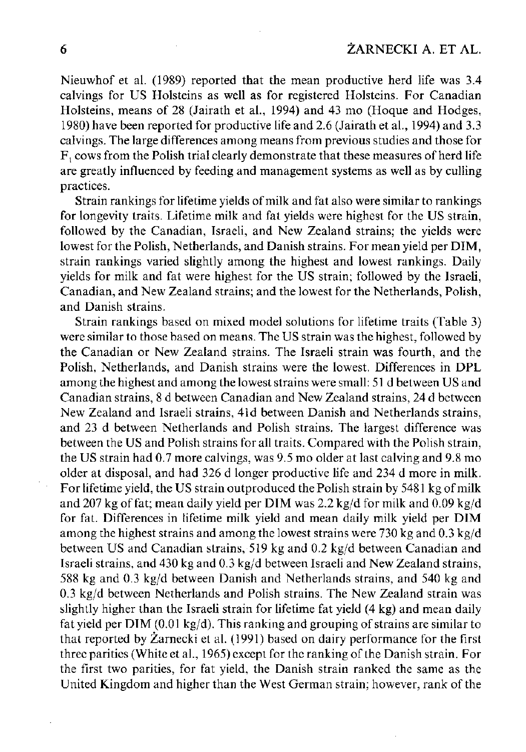Nieuwhof et al. (1989) reported that the mean productive herd life was 3.4 calvings for US Holsteins as well as for registered Holsteins. For Canadian Holsteins, means of 28 (Jairath et al., 1994) and 43 mo (Hoque and Hodges, 1980) have been reported for productive life and 2.6 (Jairath et al., 1994) and 3.3 calvings. The large differences among means from previous studies and those for $F_1$ cows from the Polish trial clearly demonstrate that these measures of herd life are greatly influenced by feeding and management systems as well as by culling practices.

Strain rankings for lifetime yields of milk and fat also were similar to rankings for longevity traits. Lifetime milk and fat yields were highest for the US strain, followed by the Canadian, Israeli, and New Zealand strains; the yields were lowest for the Polish, Netherlands, and Danish strains. For mean yield per DIM, strain rankings varied slightly among the highest and lowest rankings. Daily yields for milk and fat were highest for the US strain; followed by the Israeli, Canadian, and New Zealand strains; and the lowest for the Netherlands, Polish, and Danish strains.

Strain rankings based on mixed model solutions for lifetime traits (Table 3) were similar to those based on means. The US strain was the highest, followed by the Canadian or New Zealand strains. The Israeli strain was fourth, and the Polish, Netherlands, and Danish strains were the lowest. Differences in DPL among the highest and among the lowest strains were small: 51 d between US and Canadian strains, 8 d between Canadian and New Zealand strains, 24 d between New Zealand and Israeli strains, 41d between Danish and Netherlands strains, and 23 d between Netherlands and Polish strains. The largest difference was between the US and Polish strains for all traits. Compared with the Polish strain, the US strain had 0.7 more calvings, was 9.5 mo older at last calving and 9.8 mo older at disposal, and had 326 d longer productive life and 234 d more in milk. For lifetime yield, the US strain outproduced the Polish strain by 5481 kg of milk and 207 kg of fat; mean daily yield per DIM was 2.2 kg/d for milk and 0.09 kg/d for fat. Differences in lifetime milk yield and mean daily milk yield per DIM among the highest strains and among the lowest strains were 730 kg and 0.3 kg/d between US and Canadian strains, 519 kg and 0.2 kg/d between Canadian and Israeli strains, and 430 kg and 0.3 kg/d between Israeli and New Zealand strains, 588 kg and 0.3 kg/d between Danish and Netherlands strains, and 540 kg and 0.3 kg/d between Netherlands and Polish strains. The New Zealand strain was slightly higher than the Israeli strain for lifetime fat yield (4 kg) and mean daily fat yield per DIM (0.01 kg/d). This ranking and grouping of strains are similar to that reported by Żarnecki et al. (1991) based on dairy performance for the first three parities (White et al., 1965) except for the ranking of the Danish strain. For the first two parities, for fat yield, the Danish strain ranked the same as the United Kingdom and higher than the West German strain; however, rank of the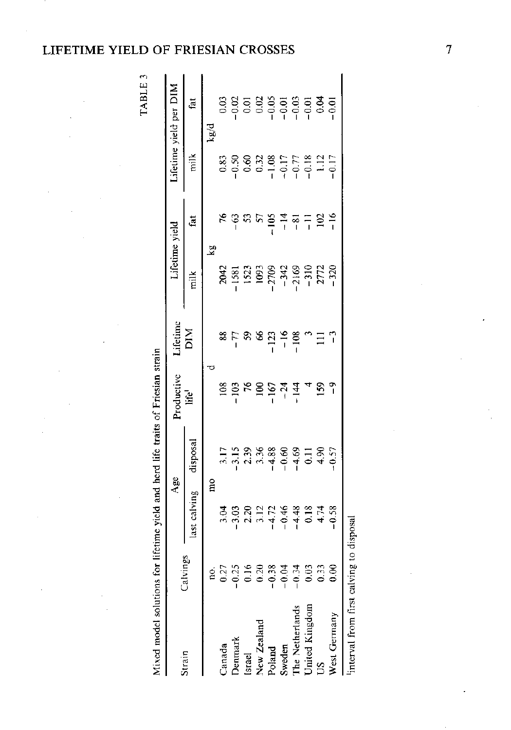TABLE 3

Mixed model solutions for lifetime yield and herd life traits of Friesian strain

| Strain | Calvings | Age | | Productive life[1] | Lifetime DIM | Lifetime yield | | Lifetime yield per DIM | |
|---|---|---|---|---|---|---|---|---|---|
| | | last calving | disposal | | | milk | fat | milk | fat |
| | no. | mo | | d | | kg | | kg/d | |
| Canada | 0.27 | 3.04 | 3.17 | 108 | 88 | 2042 | 76 | 0.83 | 0.03 |
| Denmark | −0.25 | −3.03 | −3.15 | −103 | −77 | −1581 | −63 | −0.50 | −0.02 |
| Israel | 0.16 | 2.20 | 2.39 | 76 | 59 | 1523 | 53 | 0.60 | 0.01 |
| New Zealand | 0.20 | 3.12 | 3.36 | 100 | 66 | 1093 | 57 | 0.32 | 0.02 |
| Poland | −0.38 | −4.72 | −4.88 | −167 | −123 | −2709 | −105 | −1.08 | −0.05 |
| Sweden | −0.04 | −0.46 | −0.60 | −24 | −16 | −342 | −14 | −0.17 | −0.01 |
| The Netherlands | −0.34 | −4.48 | −4.69 | −144 | −108 | −2169 | −81 | −0.77 | −0.03 |
| United Kingdom | 0.03 | 0.18 | 0.11 | 4 | 3 | −310 | −11 | −0.18 | −0.01 |
| US | 0.33 | 4.74 | 4.90 | 159 | 111 | 2772 | 102 | 1.12 | 0.04 |
| West Germany | 0.00 | −0.58 | −0.57 | −9 | −3 | −320 | −16 | −0.17 | −0.01 |

[1]Interval from first calving to disposal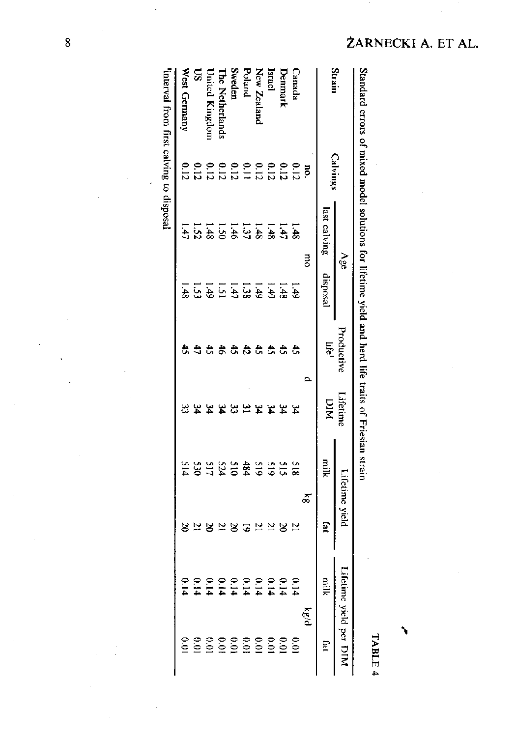TABLE 4

Standard errors of mixed model solutions for lifetime yield and herd life traits of Friesian strain

| Strain | Calvings | Age | | Productive life[1] | Lifetime DIM | Lifetime yield | | Lifetime yield per DIM | |
|---|---|---|---|---|---|---|---|---|---|
| | | last calving | disposal | | | milk | fat | milk | fat |
| | no. | mo | | d | | kg | | kg/d | |
| Canada | 0.12 | 1.48 | 1.49 | 45 | 34 | 518 | 21 | 0.14 | 0.01 |
| Denmark | 0.12 | 1.47 | 1.48 | 45 | 34 | 515 | 20 | 0.14 | 0.01 |
| Israel | 0.12 | 1.48 | 1.49 | 45 | 34 | 519 | 21 | 0.14 | 0.01 |
| New Zealand | 0.12 | 1.48 | 1.49 | 45 | 34 | 519 | 21 | 0.14 | 0.01 |
| Poland | 0.11 | 1.37 | 1.38 | 42 | 31 | 484 | 19 | 0.14 | 0.01 |
| Sweden | 0.12 | 1.46 | 1.47 | 45 | 33 | 510 | 20 | 0.14 | 0.01 |
| The Netherlands | 0.12 | 1.50 | 1.51 | 46 | 34 | 524 | 21 | 0.14 | 0.01 |
| United Kingdom | 0.12 | 1.48 | 1.49 | 45 | 34 | 517 | 20 | 0.14 | 0.01 |
| US | 0.12 | 1.52 | 1.53 | 47 | 34 | 530 | 21 | 0.14 | 0.01 |
| West Germany | 0.12 | 1.47 | 1.48 | 45 | 33 | 514 | 20 | 0.14 | 0.01 |

[1]Interval from first calving to disposal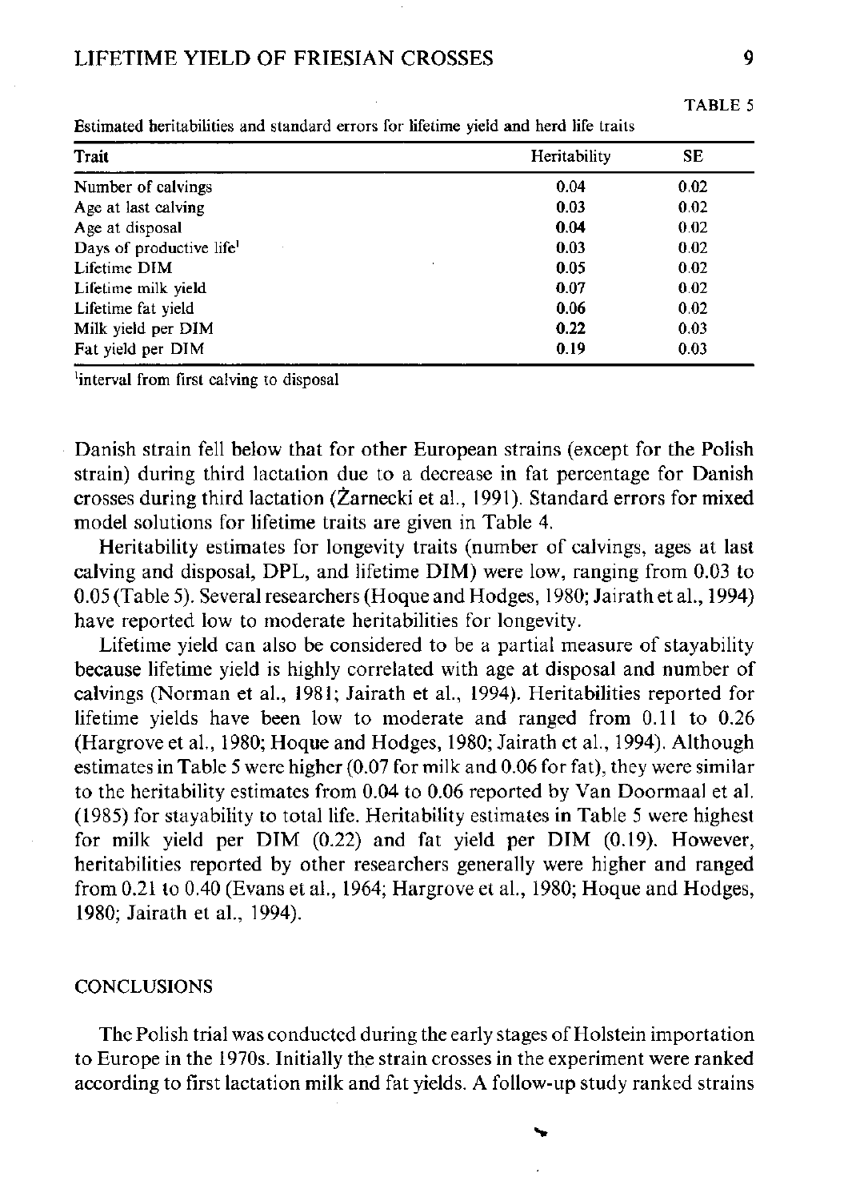TABLE 5

Estimated heritabilities and standard errors for lifetime yield and herd life traits

| Trait | Heritability | SE |
|---|---|---|
| Number of calvings | **0.04** | 0.02 |
| Age at last calving | **0.03** | 0.02 |
| Age at disposal | **0.04** | 0.02 |
| Days of productive life[1] | **0.03** | 0.02 |
| Lifetime DIM | **0.05** | 0.02 |
| Lifetime milk yield | **0.07** | 0.02 |
| Lifetime fat yield | **0.06** | 0.02 |
| Milk yield per DIM | **0.22** | 0.03 |
| Fat yield per DIM | **0.19** | 0.03 |

[1]interval from first calving to disposal

Danish strain fell below that for other European strains (except for the Polish strain) during third lactation due to a decrease in fat percentage for Danish crosses during third lactation (Żarnecki et al., 1991). Standard errors for mixed model solutions for lifetime traits are given in Table 4.

Heritability estimates for longevity traits (number of calvings, ages at last calving and disposal, DPL, and lifetime DIM) were low, ranging from 0.03 to 0.05 (Table 5). Several researchers (Hoque and Hodges, 1980; Jairath et al., 1994) have reported low to moderate heritabilities for longevity.

Lifetime yield can also be considered to be a partial measure of stayability because lifetime yield is highly correlated with age at disposal and number of calvings (Norman et al., 1981; Jairath et al., 1994). Heritabilities reported for lifetime yields have been low to moderate and ranged from 0.11 to 0.26 (Hargrove et al., 1980; Hoque and Hodges, 1980; Jairath et al., 1994). Although estimates in Table 5 were higher (0.07 for milk and 0.06 for fat), they were similar to the heritability estimates from 0.04 to 0.06 reported by Van Doormaal et al. (1985) for stayability to total life. Heritability estimates in Table 5 were highest for milk yield per DIM (0.22) and fat yield per DIM (0.19). However, heritabilities reported by other researchers generally were higher and ranged from 0.21 to 0.40 (Evans et al., 1964; Hargrove et al., 1980; Hoque and Hodges, 1980; Jairath et al., 1994).

## CONCLUSIONS

The Polish trial was conducted during the early stages of Holstein importation to Europe in the 1970s. Initially the strain crosses in the experiment were ranked according to first lactation milk and fat yields. A follow-up study ranked strains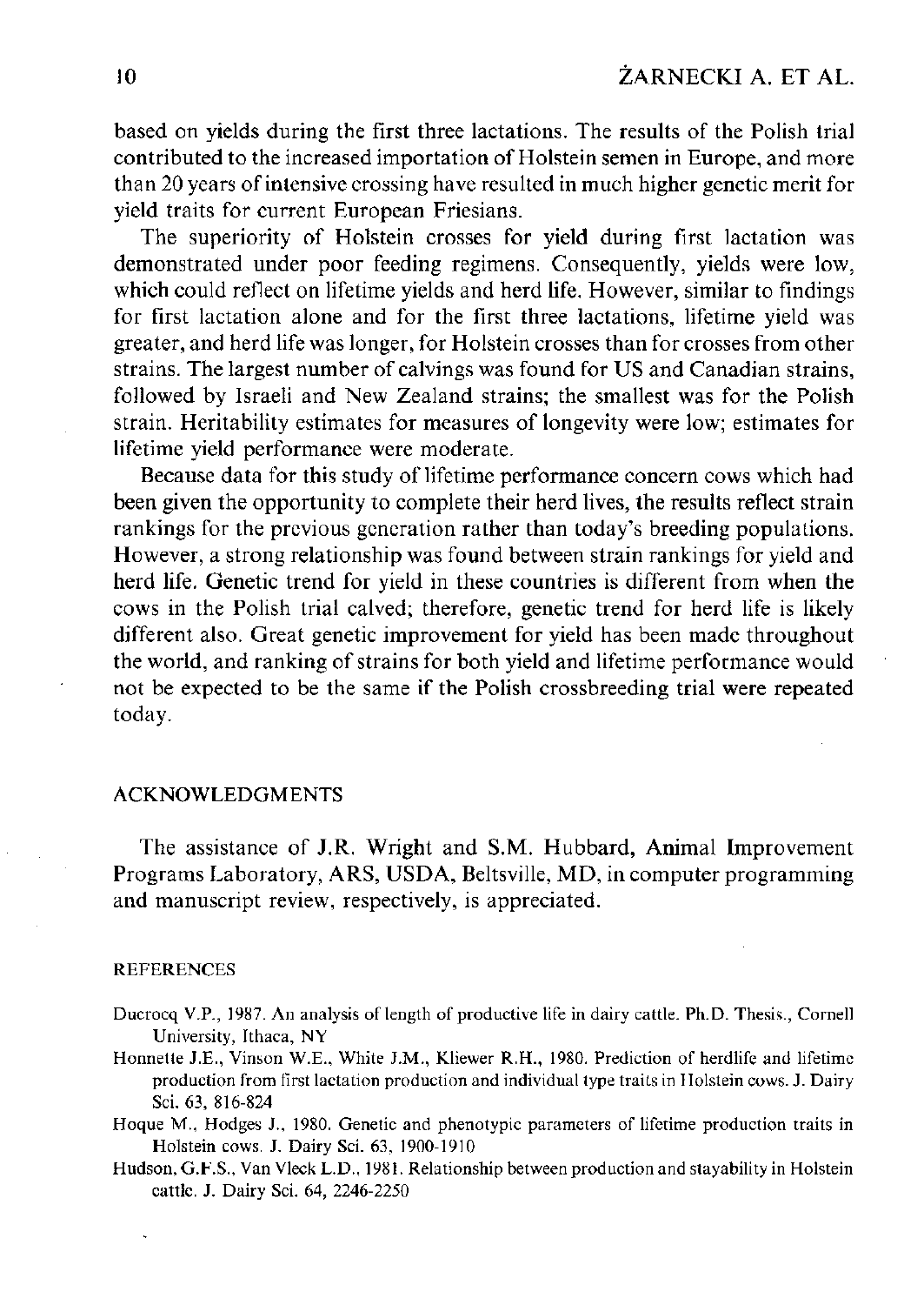based on yields during the first three lactations. The results of the Polish trial contributed to the increased importation of Holstein semen in Europe, and more than 20 years of intensive crossing have resulted in much higher genetic merit for yield traits for current European Friesians.

The superiority of Holstein crosses for yield during first lactation was demonstrated under poor feeding regimens. Consequently, yields were low, which could reflect on lifetime yields and herd life. However, similar to findings for first lactation alone and for the first three lactations, lifetime yield was greater, and herd life was longer, for Holstein crosses than for crosses from other strains. The largest number of calvings was found for US and Canadian strains, followed by Israeli and New Zealand strains; the smallest was for the Polish strain. Heritability estimates for measures of longevity were low; estimates for lifetime yield performance were moderate.

Because data for this study of lifetime performance concern cows which had been given the opportunity to complete their herd lives, the results reflect strain rankings for the previous generation rather than today's breeding populations. However, a strong relationship was found between strain rankings for yield and herd life. Genetic trend for yield in these countries is different from when the cows in the Polish trial calved; therefore, genetic trend for herd life is likely different also. Great genetic improvement for yield has been made throughout the world, and ranking of strains for both yield and lifetime performance would not be expected to be the same if the Polish crossbreeding trial were repeated today.

## ACKNOWLEDGMENTS

The assistance of J.R. Wright and S.M. Hubbard, Animal Improvement Programs Laboratory, ARS, USDA, Beltsville, MD, in computer programming and manuscript review, respectively, is appreciated.

## REFERENCES

- Ducrocq V.P., 1987. An analysis of length of productive life in dairy cattle. Ph.D. Thesis., Cornell University, Ithaca, NY
- Honnette J.E., Vinson W.E., White J.M., Kliewer R.H., 1980. Prediction of herdlife and lifetime production from first lactation production and individual type traits in Holstein cows. J. Dairy Sci. 63, 816-824
- Hoque M., Hodges J., 1980. Genetic and phenotypic parameters of lifetime production traits in Holstein cows. J. Dairy Sci. 63, 1900-1910
- Hudson, G.F.S., Van Vleck L.D., 1981. Relationship between production and stayability in Holstein cattle. J. Dairy Sci. 64, 2246-2250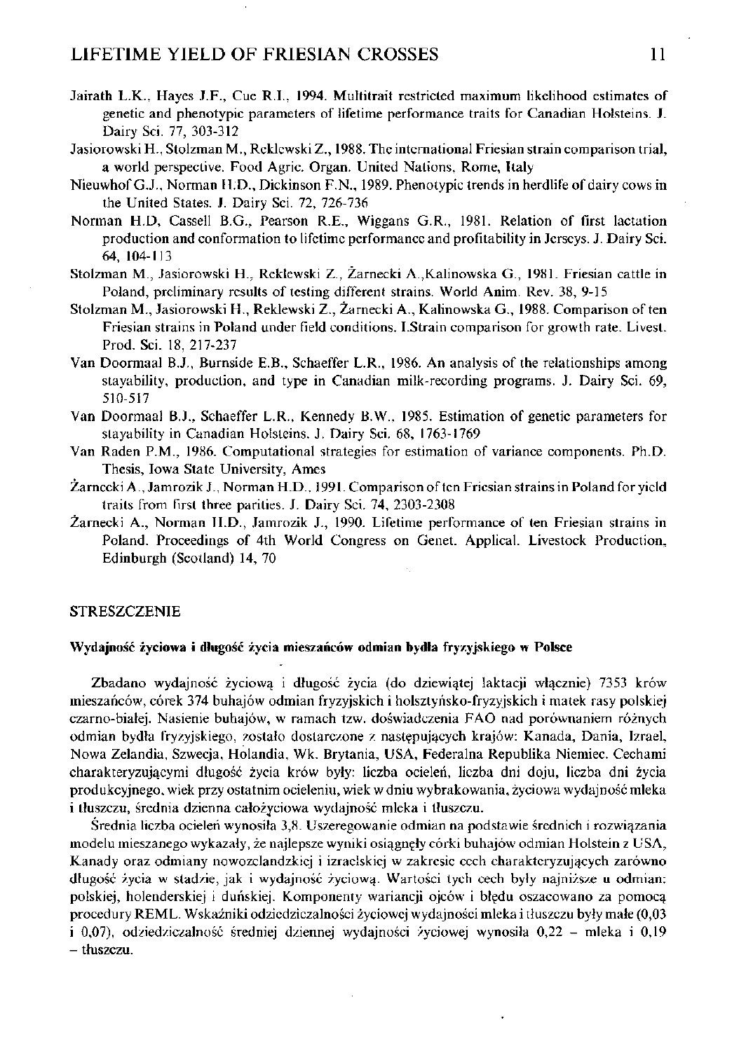Jairath L.K., Hayes J.F., Cue R.I., 1994. Multitrait restricted maximum likelihood estimates of genetic and phenotypic parameters of lifetime performance traits for Canadian Holsteins. J. Dairy Sci. 77, 303-312

Jasiorowski H., Stolzman M., Reklewski Z., 1988. The international Friesian strain comparison trial, a world perspective. Food Agric. Organ. United Nations, Rome, Italy

Nieuwhof G.J., Norman H.D., Dickinson F.N., 1989. Phenotypic trends in herdlife of dairy cows in the United States. J. Dairy Sci. 72, 726-736

Norman H.D, Cassell B.G., Pearson R.E., Wiggans G.R., 1981. Relation of first lactation production and conformation to lifetime performance and profitability in Jerseys. J. Dairy Sci. 64, 104-113

Stolzman M., Jasiorowski H., Reklewski Z., Żarnecki A.,Kalinowska G., 1981. Friesian cattle in Poland, preliminary results of testing different strains. World Anim. Rev. 38, 9-15

Stolzman M., Jasiorowski H., Reklewski Z., Żarnecki A., Kalinowska G., 1988. Comparison of ten Friesian strains in Poland under field conditions. I.Strain comparison for growth rate. Livest. Prod. Sci. 18, 217-237

Van Doormaal B.J., Burnside E.B., Schaeffer L.R., 1986. An analysis of the relationships among stayability, production, and type in Canadian milk-recording programs. J. Dairy Sci. 69, 510-517

Van Doormaal B.J., Schaeffer L.R., Kennedy B.W., 1985. Estimation of genetic parameters for stayability in Canadian Holsteins. J. Dairy Sci. 68, 1763-1769

Van Raden P.M., 1986. Computational strategies for estimation of variance components. Ph.D. Thesis, Iowa State University, Ames

Żarnecki A., Jamrozik J., Norman H.D., 1991. Comparison of ten Friesian strains in Poland for yield traits from first three parities. J. Dairy Sci. 74, 2303-2308

Żarnecki A., Norman H.D., Jamrozik J., 1990. Lifetime performance of ten Friesian strains in Poland. Proceedings of 4th World Congress on Genet. Applical. Livestock Production, Edinburgh (Scotland) 14, 70

## STRESZCZENIE

**Wydajność życiowa i długość życia mieszańców odmian bydła fryzyjskiego w Polsce**

Zbadano wydajność życiową i długość życia (do dziewiątej laktacji włącznie) 7353 krów mieszańców, córek 374 buhajów odmian fryzyjskich i holsztyńsko-fryzyjskich i matek rasy polskiej czarno-białej. Nasienie buhajów, w ramach tzw. doświadczenia FAO nad porównaniem różnych odmian bydła fryzyjskiego, zostało dostarczone z następujących krajów: Kanada, Dania, Izrael, Nowa Zelandia, Szwecja, Holandia, Wk. Brytania, USA, Federalna Republika Niemiec. Cechami charakteryzującymi długość życia krów były: liczba ocieleń, liczba dni doju, liczba dni życia produkcyjnego, wiek przy ostatnim ocieleniu, wiek w dniu wybrakowania, życiowa wydajność mleka i tłuszczu, średnia dzienna całożyciowa wydajność mleka i tłuszczu.

Średnia liczba ocieleń wynosiła 3,8. Uszeregowanie odmian na podstawie średnich i rozwiązania modelu mieszanego wykazały, że najlepsze wyniki osiągnęły córki buhajów odmian Holstein z USA, Kanady oraz odmiany nowozelandzkiej i izraelskiej w zakresie cech charakteryzujących zarówno długość życia w stadzie, jak i wydajność życiową. Wartości tych cech były najniższe u odmian: polskiej, holenderskiej i duńskiej. Komponenty wariancji ojców i błędu oszacowano za pomocą procedury REML. Wskaźniki odziedziczalności życiowej wydajności mleka i tłuszczu były małe (0,03 i 0,07), odziedziczalność średniej dziennej wydajności życiowej wynosiła 0,22 – mleka i 0,19 – tłuszczu.